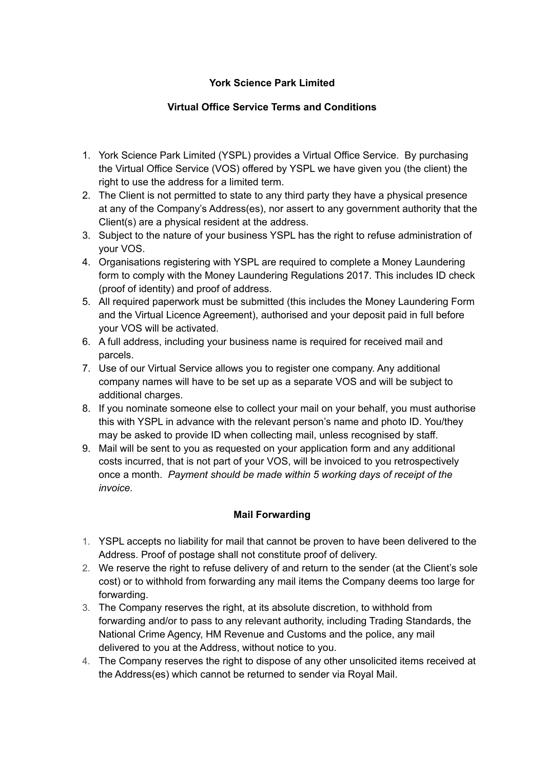# York Science Park Limited

## Virtual Office Service Terms and Conditions

1. York Science Park Limited (YSPL) provides a Virtual Office Service. By purchasing the Virtual Office Service (VOS) offered by YSPL we have given you (the client) the right to use the address for a limited term.
2. The Client is not permitted to state to any third party they have a physical presence at any of the Company's Address(es), nor assert to any government authority that the Client(s) are a physical resident at the address.
3. Subject to the nature of your business YSPL has the right to refuse administration of your VOS.
4. Organisations registering with YSPL are required to complete a Money Laundering form to comply with the Money Laundering Regulations 2017. This includes ID check (proof of identity) and proof of address.
5. All required paperwork must be submitted (this includes the Money Laundering Form and the Virtual Licence Agreement), authorised and your deposit paid in full before your VOS will be activated.
6. A full address, including your business name is required for received mail and parcels.
7. Use of our Virtual Service allows you to register one company. Any additional company names will have to be set up as a separate VOS and will be subject to additional charges.
8. If you nominate someone else to collect your mail on your behalf, you must authorise this with YSPL in advance with the relevant person's name and photo ID. You/they may be asked to provide ID when collecting mail, unless recognised by staff.
9. Mail will be sent to you as requested on your application form and any additional costs incurred, that is not part of your VOS, will be invoiced to you retrospectively once a month. *Payment should be made within 5 working days of receipt of the invoice.*

### Mail Forwarding

1. YSPL accepts no liability for mail that cannot be proven to have been delivered to the Address. Proof of postage shall not constitute proof of delivery.
2. We reserve the right to refuse delivery of and return to the sender (at the Client's sole cost) or to withhold from forwarding any mail items the Company deems too large for forwarding.
3. The Company reserves the right, at its absolute discretion, to withhold from forwarding and/or to pass to any relevant authority, including Trading Standards, the National Crime Agency, HM Revenue and Customs and the police, any mail delivered to you at the Address, without notice to you.
4. The Company reserves the right to dispose of any other unsolicited items received at the Address(es) which cannot be returned to sender via Royal Mail.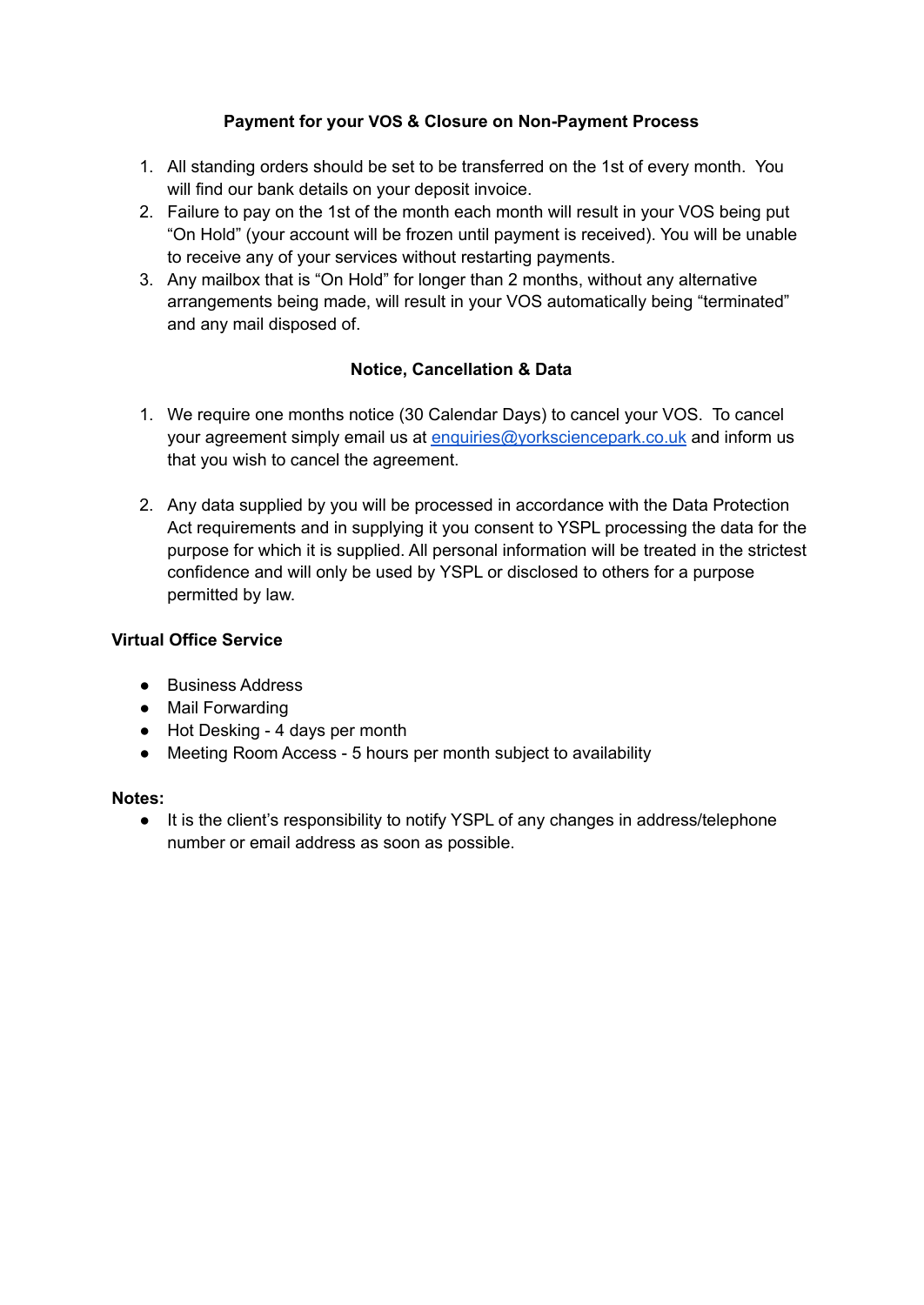## Payment for your VOS & Closure on Non-Payment Process

1. All standing orders should be set to be transferred on the 1st of every month. You will find our bank details on your deposit invoice.
2. Failure to pay on the 1st of the month each month will result in your VOS being put "On Hold" (your account will be frozen until payment is received). You will be unable to receive any of your services without restarting payments.
3. Any mailbox that is "On Hold" for longer than 2 months, without any alternative arrangements being made, will result in your VOS automatically being "terminated" and any mail disposed of.

## Notice, Cancellation & Data

1. We require one months notice (30 Calendar Days) to cancel your VOS. To cancel your agreement simply email us at enquiries@yorksciencepark.co.uk and inform us that you wish to cancel the agreement.

2. Any data supplied by you will be processed in accordance with the Data Protection Act requirements and in supplying it you consent to YSPL processing the data for the purpose for which it is supplied. All personal information will be treated in the strictest confidence and will only be used by YSPL or disclosed to others for a purpose permitted by law.

**Virtual Office Service**

- Business Address
- Mail Forwarding
- Hot Desking - 4 days per month
- Meeting Room Access - 5 hours per month subject to availability

**Notes:**

- It is the client's responsibility to notify YSPL of any changes in address/telephone number or email address as soon as possible.